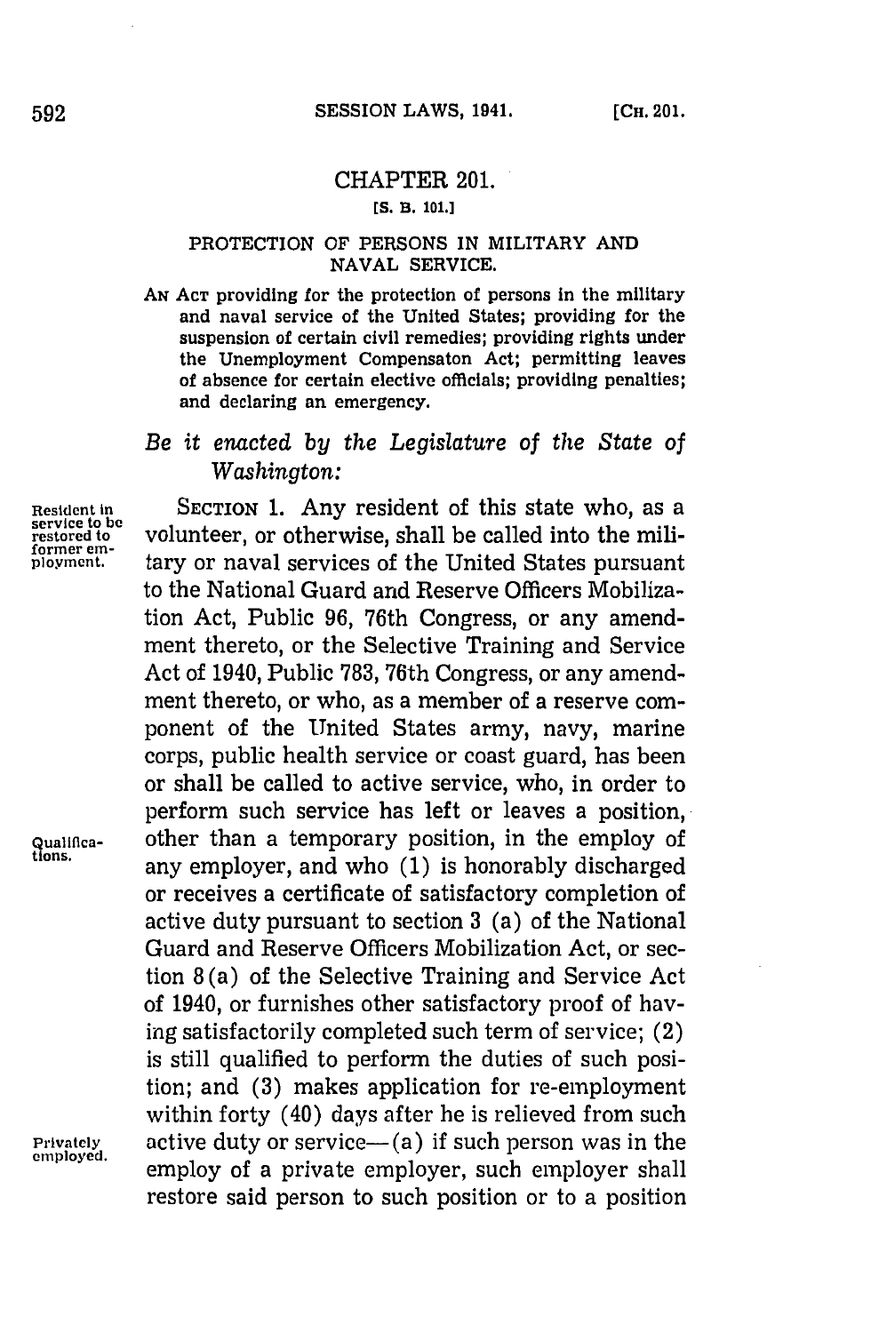## CHAPTER 201.

**[S. B. 101.]**

### PROTECTION OF PERSONS IN MILITARY AND NAVAL SERVICE.

AN ACT providing for the protection of persons in the military and naval service of the United States; providing for the suspension of certain civil remedies; providing rights under the Unemployment Compensaton Act; permitting leaves of absence for certain elective officials; providing penalties; and declaring an emergency.

*Be it enacted by the Legislature of the State of Washington:*

Resident in service to be restored to former employment.

SECTION 1. Any resident of this state who, as a volunteer, or otherwise, shall be called into the military or naval services of the United States pursuant to the National Guard and Reserve Officers Mobilization Act, Public 96, 76th Congress, or any amendment thereto, or the Selective Training and Service Act of 1940, Public 783, 76th Congress, or any amendment thereto, or who, as a member of a reserve component of the United States army, navy, marine corps, public health service or coast guard, has been or shall be called to active service, who, in order to perform such service has left or leaves a position, other than a temporary position, in the employ of any employer, and who (1) is honorably discharged or receives a certificate of satisfactory completion of active duty pursuant to section 3 (a) of the National Guard and Reserve Officers Mobilization Act, or section 8(a) of the Selective Training and Service Act of 1940, or furnishes other satisfactory proof of having satisfactorily completed such term of service; (2) is still qualified to perform the duties of such position; and (3) makes application for re-employment within forty (40) days after he is relieved from such active duty or service—(a) if such person was in the employ of a private employer, such employer shall restore said person to such position or to a position

Qualifications.

Privately employed.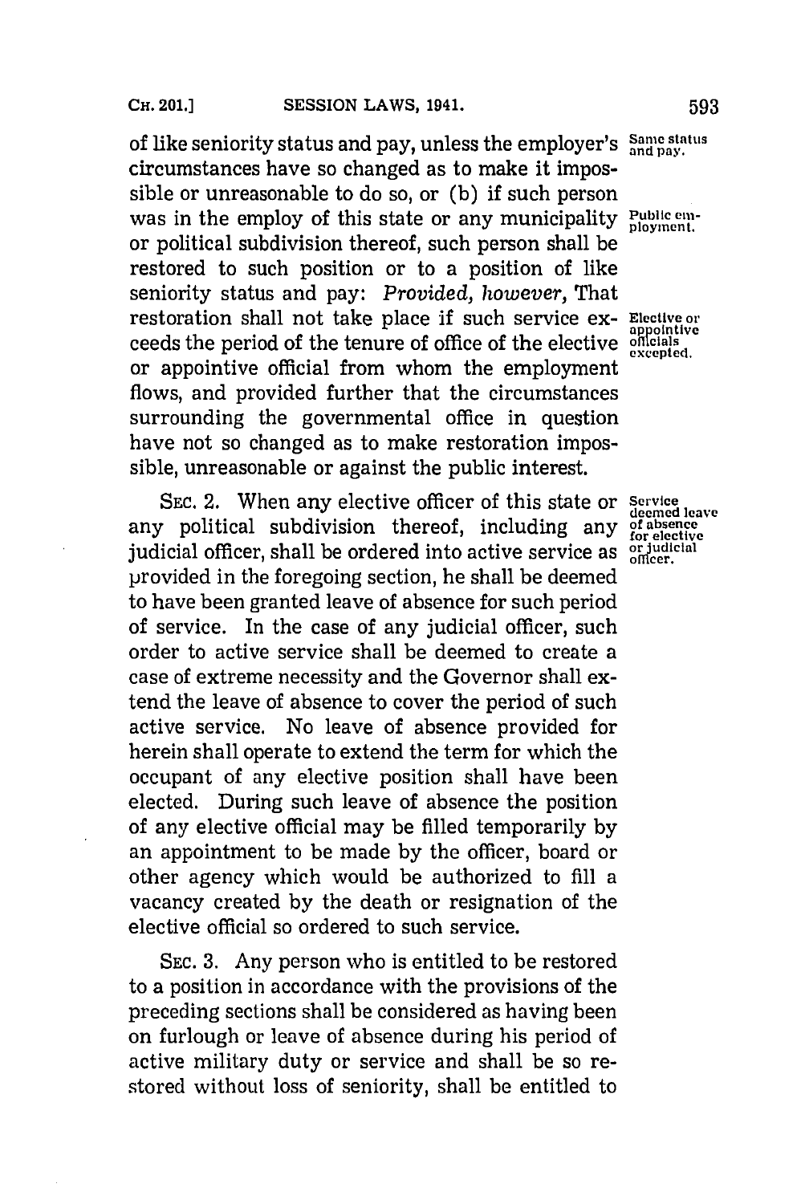of like seniority status and pay, unless the employer's circumstances have so changed as to make it impossible or unreasonable to do so, or (b) if such person was in the employ of this state or any municipality or political subdivision thereof, such person shall be restored to such position or to a position of like seniority status and pay: *Provided, however,* That restoration shall not take place if such service exceeds the period of the tenure of office of the elective or appointive official from whom the employment flows, and provided further that the circumstances surrounding the governmental office in question have not so changed as to make restoration impossible, unreasonable or against the public interest.

Same status and pay.

Public employment.

Elective or appointive officials excepted.

SEC. 2. When any elective officer of this state or any political subdivision thereof, including any judicial officer, shall be ordered into active service as provided in the foregoing section, he shall be deemed to have been granted leave of absence for such period of service. In the case of any judicial officer, such order to active service shall be deemed to create a case of extreme necessity and the Governor shall extend the leave of absence to cover the period of such active service. No leave of absence provided for herein shall operate to extend the term for which the occupant of any elective position shall have been elected. During such leave of absence the position of any elective official may be filled temporarily by an appointment to be made by the officer, board or other agency which would be authorized to fill a vacancy created by the death or resignation of the elective official so ordered to such service.

Service deemed leave of absence for elective or judicial officer.

SEC. 3. Any person who is entitled to be restored to a position in accordance with the provisions of the preceding sections shall be considered as having been on furlough or leave of absence during his period of active military duty or service and shall be so restored without loss of seniority, shall be entitled to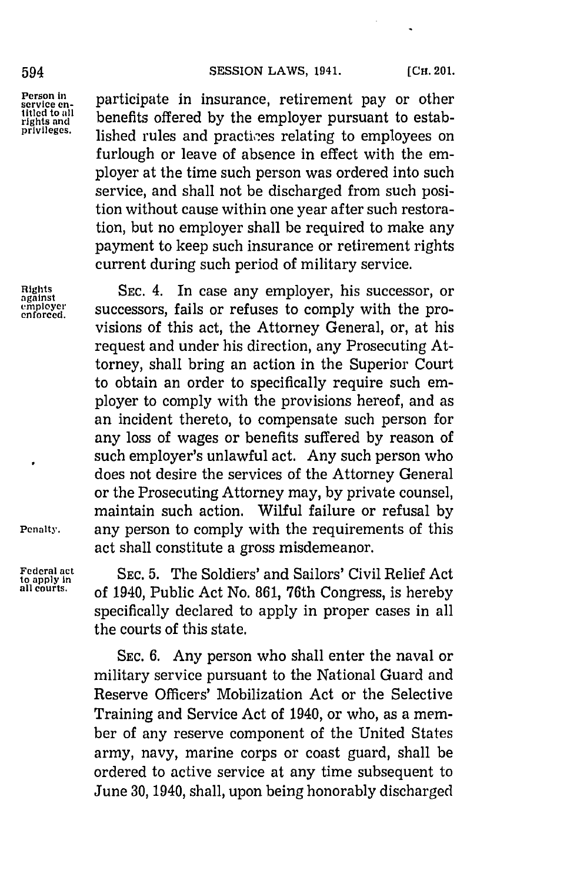participate in insurance, retirement pay or other benefits offered by the employer pursuant to established rules and practices relating to employees on furlough or leave of absence in effect with the employer at the time such person was ordered into such service, and shall not be discharged from such position without cause within one year after such restoration, but no employer shall be required to make any payment to keep such insurance or retirement rights current during such period of military service.

*Person in service entitled to all rights and privileges.*

SEC. 4. In case any employer, his successor, or successors, fails or refuses to comply with the provisions of this act, the Attorney General, or, at his request and under his direction, any Prosecuting Attorney, shall bring an action in the Superior Court to obtain an order to specifically require such employer to comply with the provisions hereof, and as an incident thereto, to compensate such person for any loss of wages or benefits suffered by reason of such employer's unlawful act. Any such person who does not desire the services of the Attorney General or the Prosecuting Attorney may, by private counsel, maintain such action. Wilful failure or refusal by any person to comply with the requirements of this act shall constitute a gross misdemeanor.

*Rights against employer enforced.*

*Penalty.*

SEC. 5. The Soldiers' and Sailors' Civil Relief Act of 1940, Public Act No. 861, 76th Congress, is hereby specifically declared to apply in proper cases in all the courts of this state.

*Federal act to apply in all courts.*

SEC. 6. Any person who shall enter the naval or military service pursuant to the National Guard and Reserve Officers' Mobilization Act or the Selective Training and Service Act of 1940, or who, as a member of any reserve component of the United States army, navy, marine corps or coast guard, shall be ordered to active service at any time subsequent to June 30, 1940, shall, upon being honorably discharged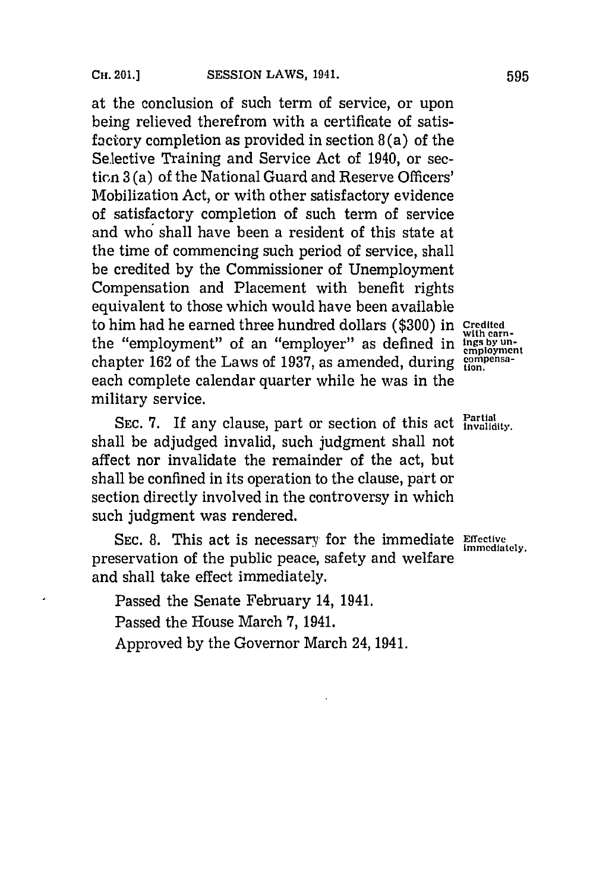at the conclusion of such term of service, or upon being relieved therefrom with a certificate of satisfactory completion as provided in section 8(a) of the Selective Training and Service Act of 1940, or section 3(a) of the National Guard and Reserve Officers' Mobilization Act, or with other satisfactory evidence of satisfactory completion of such term of service and who shall have been a resident of this state at the time of commencing such period of service, shall be credited by the Commissioner of Unemployment Compensation and Placement with benefit rights equivalent to those which would have been available to him had he earned three hundred dollars ($300) in the "employment" of an "employer" as defined in chapter 162 of the Laws of 1937, as amended, during each complete calendar quarter while he was in the military service.

Credited with earnings by unemployment compensation.

SEC. 7. If any clause, part or section of this act shall be adjudged invalid, such judgment shall not affect nor invalidate the remainder of the act, but shall be confined in its operation to the clause, part or section directly involved in the controversy in which such judgment was rendered.

Partial invalidity.

SEC. 8. This act is necessary for the immediate preservation of the public peace, safety and welfare and shall take effect immediately.

Effective immediately.

Passed the Senate February 14, 1941.

Passed the House March 7, 1941.

Approved by the Governor March 24, 1941.